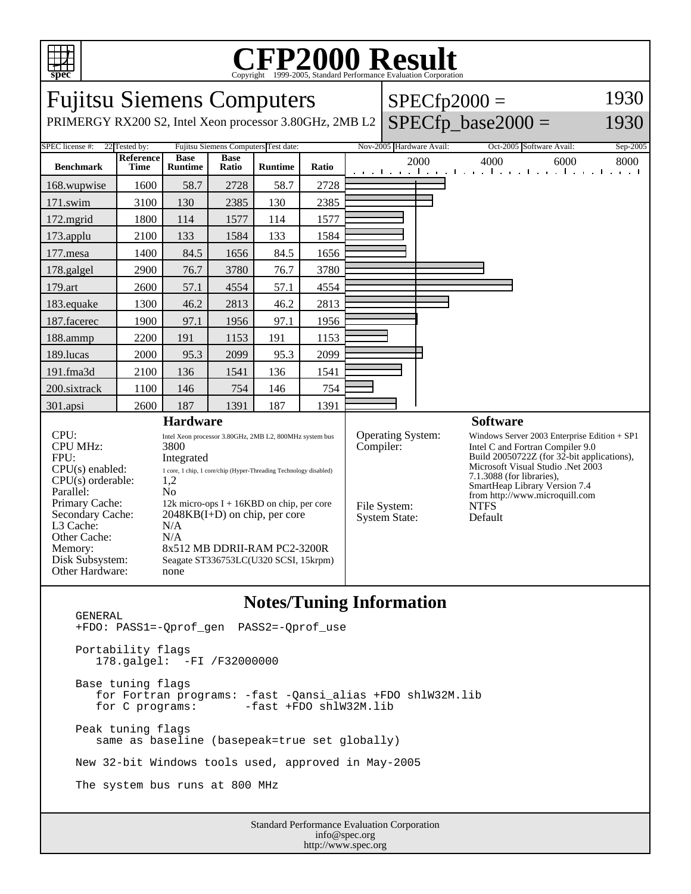# CFP2000 Result

Copyright 1999-2005, Standard Performance Evaluation Corporation

## Fujitsu Siemens Computers

PRIMERGY RX200 S2, Intel Xeon processor 3.80GHz, 2MB L2

SPECfp2000 = 1930

SPECfp_base2000 = 1930

| SPEC license #: | 22 | Tested by: | Fujitsu Siemens Computers | Test date: | Nov-2005 | Hardware Avail: | Oct-2005 | Software Avail: | Sep-2005 |
|---|---|---|---|---|---|---|---|---|---|

| Benchmark | Reference Time | Base Runtime | Base Ratio | Runtime | Ratio |
|---|---|---|---|---|---|
| 168.wupwise | 1600 | 58.7 | 2728 | 58.7 | 2728 |
| 171.swim | 3100 | 130 | 2385 | 130 | 2385 |
| 172.mgrid | 1800 | 114 | 1577 | 114 | 1577 |
| 173.applu | 2100 | 133 | 1584 | 133 | 1584 |
| 177.mesa | 1400 | 84.5 | 1656 | 84.5 | 1656 |
| 178.galgel | 2900 | 76.7 | 3780 | 76.7 | 3780 |
| 179.art | 2600 | 57.1 | 4554 | 57.1 | 4554 |
| 183.equake | 1300 | 46.2 | 2813 | 46.2 | 2813 |
| 187.facerec | 1900 | 97.1 | 1956 | 97.1 | 1956 |
| 188.ammp | 2200 | 191 | 1153 | 191 | 1153 |
| 189.lucas | 2000 | 95.3 | 2099 | 95.3 | 2099 |
| 191.fma3d | 2100 | 136 | 1541 | 136 | 1541 |
| 200.sixtrack | 1100 | 146 | 754 | 146 | 754 |
| 301.apsi | 2600 | 187 | 1391 | 187 | 1391 |

### Hardware

| | |
|---|---|
| CPU: | Intel Xeon processor 3.80GHz, 2MB L2, 800MHz system bus |
| CPU MHz: | 3800 |
| FPU: | Integrated |
| CPU(s) enabled: | 1 core, 1 chip, 1 core/chip (Hyper-Threading Technology disabled) |
| CPU(s) orderable: | 1,2 |
| Parallel: | No |
| Primary Cache: | 12k micro-ops I + 16KBD on chip, per core |
| Secondary Cache: | 2048KB(I+D) on chip, per core |
| L3 Cache: | N/A |
| Other Cache: | N/A |
| Memory: | 8x512 MB DDRII-RAM PC2-3200R |
| Disk Subsystem: | Seagate ST336753LC(U320 SCSI, 15krpm) |
| Other Hardware: | none |

### Software

| | |
|---|---|
| Operating System: | Windows Server 2003 Enterprise Edition + SP1 |
| Compiler: | Intel C and Fortran Compiler 9.0 Build 20050722Z (for 32-bit applications), Microsoft Visual Studio .Net 2003 7.1.3088 (for libraries), SmartHeap Library Version 7.4 from http://www.microquill.com |
| File System: | NTFS |
| System State: | Default |

### Notes/Tuning Information

```
GENERAL
+FDO: PASS1=-Qprof_gen  PASS2=-Qprof_use

Portability flags
   178.galgel:  -FI /F32000000

Base tuning flags
   for Fortran programs: -fast -Qansi_alias +FDO shlW32M.lib
   for C programs:       -fast +FDO shlW32M.lib

Peak tuning flags
   same as baseline (basepeak=true set globally)

New 32-bit Windows tools used, approved in May-2005

The system bus runs at 800 MHz
```

Standard Performance Evaluation Corporation
info@spec.org
http://www.spec.org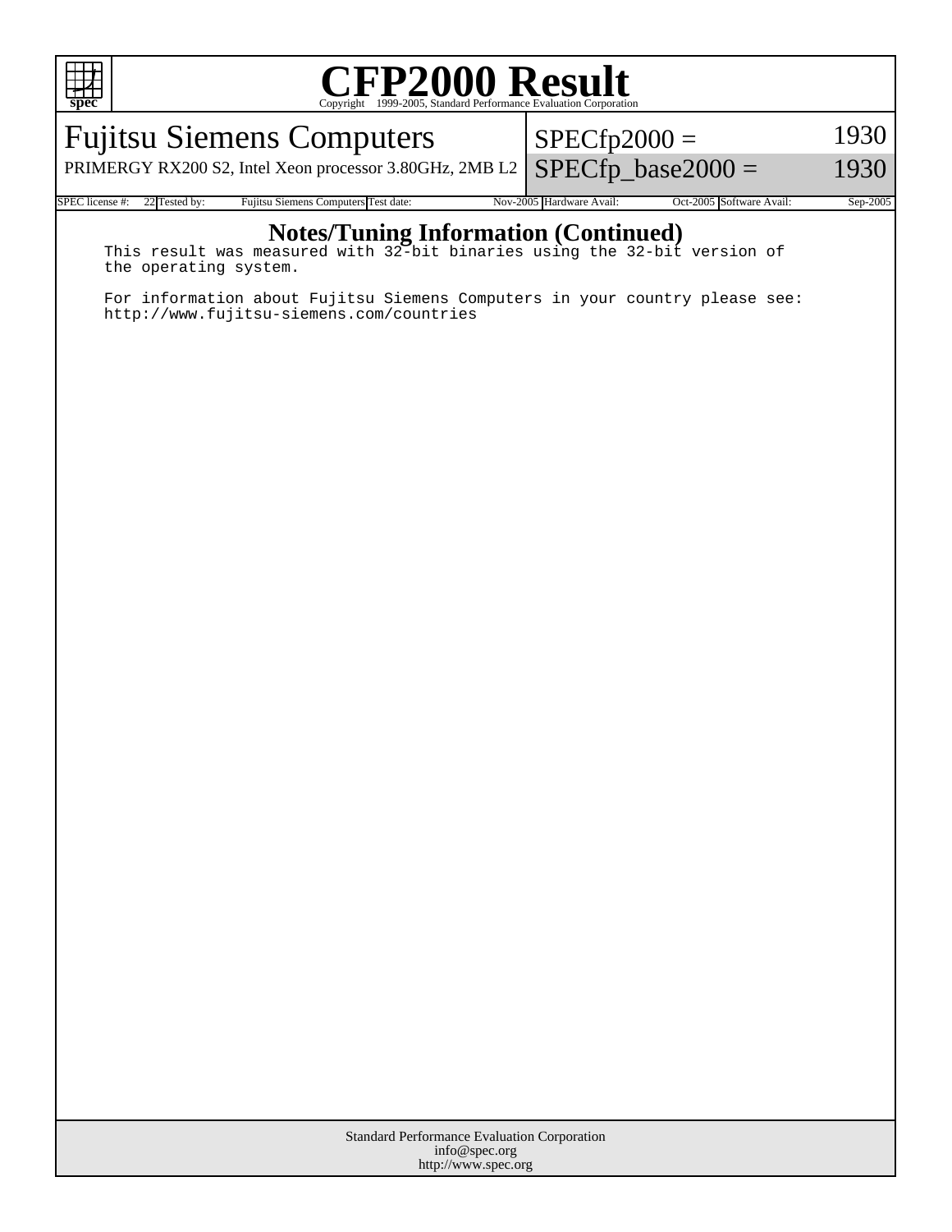# CFP2000 Result

Copyright 1999-2005, Standard Performance Evaluation Corporation

## Fujitsu Siemens Computers

PRIMERGY RX200 S2, Intel Xeon processor 3.80GHz, 2MB L2

SPECfp2000 = 1930

SPECfp_base2000 = 1930

| SPEC license #: | 22 | Tested by: | Fujitsu Siemens Computers | Test date: | Nov-2005 | Hardware Avail: | Oct-2005 | Software Avail: | Sep-2005 |
| --- | --- | --- | --- | --- | --- | --- | --- | --- | --- |

### Notes/Tuning Information (Continued)

```
This result was measured with 32-bit binaries using the 32-bit version of
the operating system.

For information about Fujitsu Siemens Computers in your country please see:
http://www.fujitsu-siemens.com/countries
```

Standard Performance Evaluation Corporation
info@spec.org
http://www.spec.org